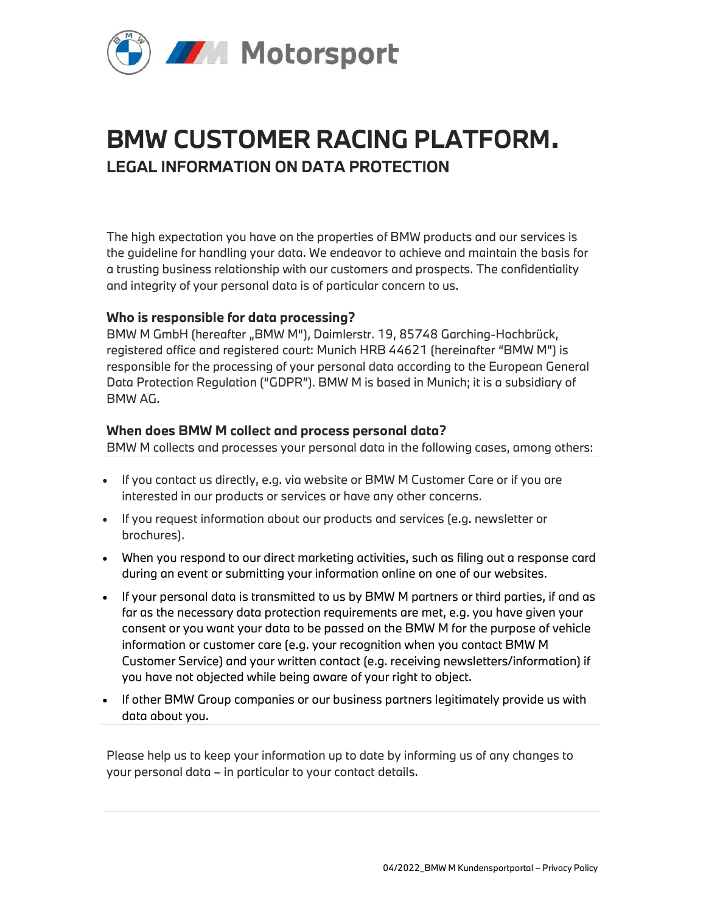# BMW CUSTOMER RACING PLATFORM.

## LEGAL INFORMATION ON DATA PROTECTION

The high expectation you have on the properties of BMW products and our services is the guideline for handling your data. We endeavor to achieve and maintain the basis for a trusting business relationship with our customers and prospects. The confidentiality and integrity of your personal data is of particular concern to us.

### Who is responsible for data processing?

BMW M GmbH (hereafter „BMW M"), Daimlerstr. 19, 85748 Garching-Hochbrück, registered office and registered court: Munich HRB 44621 (hereinafter "BMW M") is responsible for the processing of your personal data according to the European General Data Protection Regulation ("GDPR"). BMW M is based in Munich; it is a subsidiary of BMW AG.

### When does BMW M collect and process personal data?

BMW M collects and processes your personal data in the following cases, among others:

- If you contact us directly, e.g. via website or BMW M Customer Care or if you are interested in our products or services or have any other concerns.
- If you request information about our products and services (e.g. newsletter or brochures).
- When you respond to our direct marketing activities, such as filing out a response card during an event or submitting your information online on one of our websites.
- If your personal data is transmitted to us by BMW M partners or third parties, if and as far as the necessary data protection requirements are met, e.g. you have given your consent or you want your data to be passed on the BMW M for the purpose of vehicle information or customer care (e.g. your recognition when you contact BMW M Customer Service) and your written contact (e.g. receiving newsletters/information) if you have not objected while being aware of your right to object.
- If other BMW Group companies or our business partners legitimately provide us with data about you.

Please help us to keep your information up to date by informing us of any changes to your personal data – in particular to your contact details.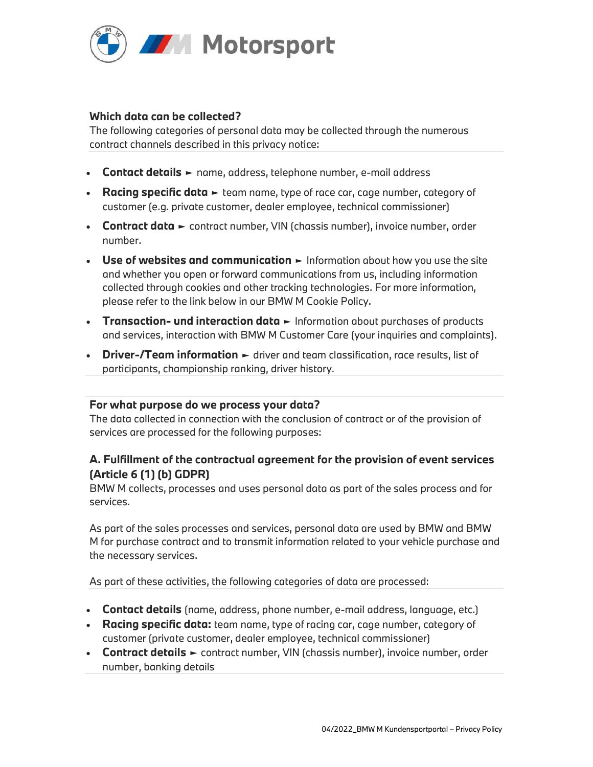### Which data can be collected?

The following categories of personal data may be collected through the numerous contract channels described in this privacy notice:

- **Contact details** ► name, address, telephone number, e-mail address
- **Racing specific data** ► team name, type of race car, cage number, category of customer (e.g. private customer, dealer employee, technical commissioner)
- **Contract data** ► contract number, VIN (chassis number), invoice number, order number.
- **Use of websites and communication** ► Information about how you use the site and whether you open or forward communications from us, including information collected through cookies and other tracking technologies. For more information, please refer to the link below in our BMW M Cookie Policy.
- **Transaction- und interaction data** ► Information about purchases of products and services, interaction with BMW M Customer Care (your inquiries and complaints).
- **Driver-/Team information** ► driver and team classification, race results, list of participants, championship ranking, driver history.

### For what purpose do we process your data?

The data collected in connection with the conclusion of contract or of the provision of services are processed for the following purposes:

## A. Fulfillment of the contractual agreement for the provision of event services (Article 6 (1) (b) GDPR)

BMW M collects, processes and uses personal data as part of the sales process and for services.

As part of the sales processes and services, personal data are used by BMW and BMW M for purchase contract and to transmit information related to your vehicle purchase and the necessary services.

As part of these activities, the following categories of data are processed:

- **Contact details** (name, address, phone number, e-mail address, language, etc.)
- **Racing specific data:** team name, type of racing car, cage number, category of customer (private customer, dealer employee, technical commissioner)
- **Contract details** ► contract number, VIN (chassis number), invoice number, order number, banking details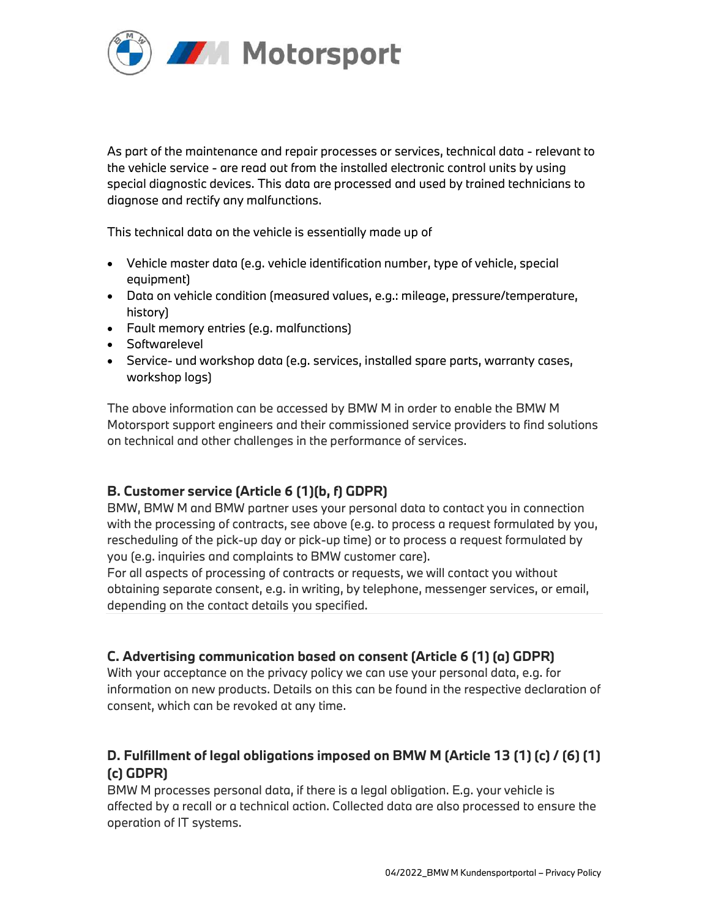As part of the maintenance and repair processes or services, technical data - relevant to the vehicle service - are read out from the installed electronic control units by using special diagnostic devices. This data are processed and used by trained technicians to diagnose and rectify any malfunctions.

This technical data on the vehicle is essentially made up of

- Vehicle master data (e.g. vehicle identification number, type of vehicle, special equipment)
- Data on vehicle condition (measured values, e.g.: mileage, pressure/temperature, history)
- Fault memory entries (e.g. malfunctions)
- Softwarelevel
- Service- und workshop data (e.g. services, installed spare parts, warranty cases, workshop logs)

The above information can be accessed by BMW M in order to enable the BMW M Motorsport support engineers and their commissioned service providers to find solutions on technical and other challenges in the performance of services.

### B. Customer service (Article 6 (1)(b, f) GDPR)

BMW, BMW M and BMW partner uses your personal data to contact you in connection with the processing of contracts, see above (e.g. to process a request formulated by you, rescheduling of the pick-up day or pick-up time) or to process a request formulated by you (e.g. inquiries and complaints to BMW customer care).
For all aspects of processing of contracts or requests, we will contact you without obtaining separate consent, e.g. in writing, by telephone, messenger services, or email, depending on the contact details you specified.

### C. Advertising communication based on consent (Article 6 (1) (a) GDPR)

With your acceptance on the privacy policy we can use your personal data, e.g. for information on new products. Details on this can be found in the respective declaration of consent, which can be revoked at any time.

### D. Fulfillment of legal obligations imposed on BMW M (Article 13 (1) (c) / (6) (1) (c) GDPR)

BMW M processes personal data, if there is a legal obligation. E.g. your vehicle is affected by a recall or a technical action. Collected data are also processed to ensure the operation of IT systems.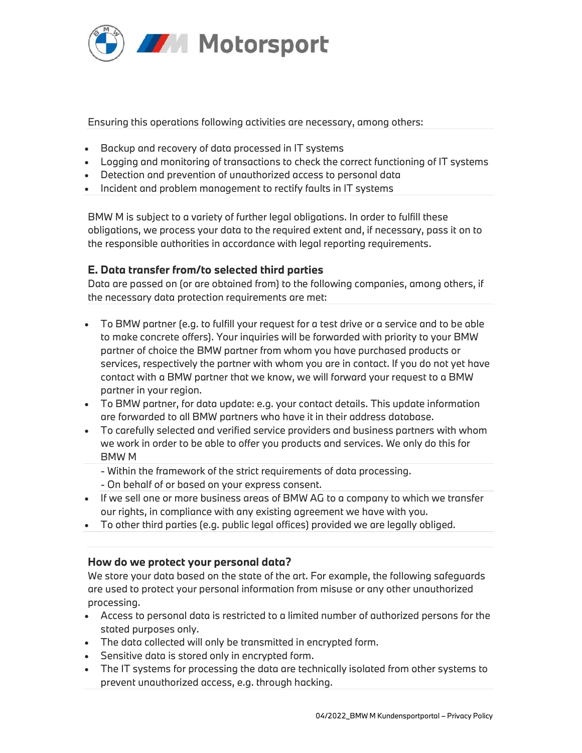Ensuring this operations following activities are necessary, among others:

- Backup and recovery of data processed in IT systems
- Logging and monitoring of transactions to check the correct functioning of IT systems
- Detection and prevention of unauthorized access to personal data
- Incident and problem management to rectify faults in IT systems

BMW M is subject to a variety of further legal obligations. In order to fulfill these obligations, we process your data to the required extent and, if necessary, pass it on to the responsible authorities in accordance with legal reporting requirements.

### E. Data transfer from/to selected third parties

Data are passed on (or are obtained from) to the following companies, among others, if the necessary data protection requirements are met:

- To BMW partner (e.g. to fulfill your request for a test drive or a service and to be able to make concrete offers). Your inquiries will be forwarded with priority to your BMW partner of choice the BMW partner from whom you have purchased products or services, respectively the partner with whom you are in contact. If you do not yet have contact with a BMW partner that we know, we will forward your request to a BMW partner in your region.
- To BMW partner, for data update: e.g. your contact details. This update information are forwarded to all BMW partners who have it in their address database.
- To carefully selected and verified service providers and business partners with whom we work in order to be able to offer you products and services. We only do this for BMW M
  - Within the framework of the strict requirements of data processing.
  - On behalf of or based on your express consent.
- If we sell one or more business areas of BMW AG to a company to which we transfer our rights, in compliance with any existing agreement we have with you.
- To other third parties (e.g. public legal offices) provided we are legally obliged.

### How do we protect your personal data?

We store your data based on the state of the art. For example, the following safeguards are used to protect your personal information from misuse or any other unauthorized processing.

- Access to personal data is restricted to a limited number of authorized persons for the stated purposes only.
- The data collected will only be transmitted in encrypted form.
- Sensitive data is stored only in encrypted form.
- The IT systems for processing the data are technically isolated from other systems to prevent unauthorized access, e.g. through hacking.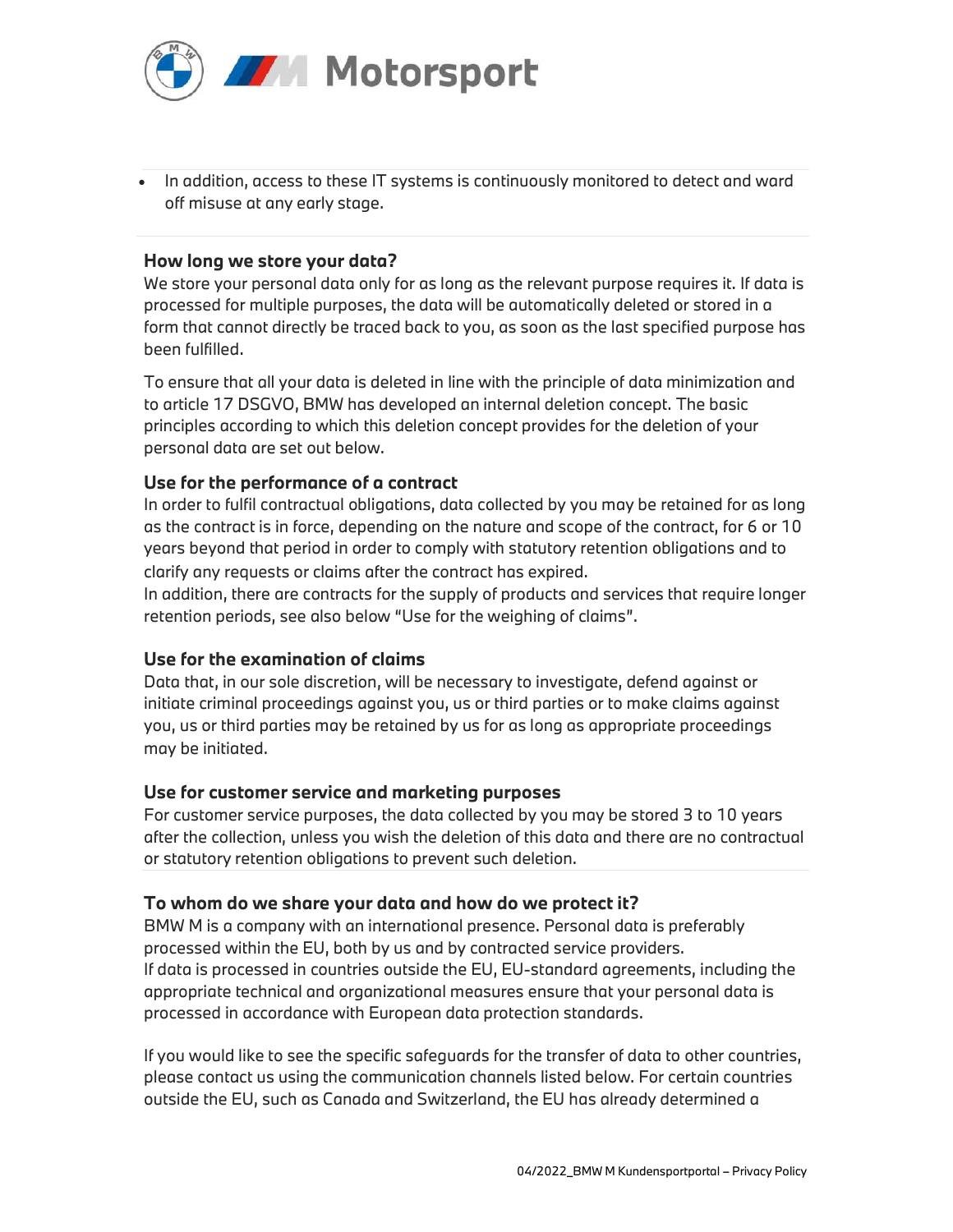- In addition, access to these IT systems is continuously monitored to detect and ward off misuse at any early stage.

### How long we store your data?

We store your personal data only for as long as the relevant purpose requires it. If data is processed for multiple purposes, the data will be automatically deleted or stored in a form that cannot directly be traced back to you, as soon as the last specified purpose has been fulfilled.

To ensure that all your data is deleted in line with the principle of data minimization and to article 17 DSGVO, BMW has developed an internal deletion concept. The basic principles according to which this deletion concept provides for the deletion of your personal data are set out below.

#### Use for the performance of a contract

In order to fulfil contractual obligations, data collected by you may be retained for as long as the contract is in force, depending on the nature and scope of the contract, for 6 or 10 years beyond that period in order to comply with statutory retention obligations and to clarify any requests or claims after the contract has expired.
In addition, there are contracts for the supply of products and services that require longer retention periods, see also below "Use for the weighing of claims".

#### Use for the examination of claims

Data that, in our sole discretion, will be necessary to investigate, defend against or initiate criminal proceedings against you, us or third parties or to make claims against you, us or third parties may be retained by us for as long as appropriate proceedings may be initiated.

#### Use for customer service and marketing purposes

For customer service purposes, the data collected by you may be stored 3 to 10 years after the collection, unless you wish the deletion of this data and there are no contractual or statutory retention obligations to prevent such deletion.

### To whom do we share your data and how do we protect it?

BMW M is a company with an international presence. Personal data is preferably processed within the EU, both by us and by contracted service providers.
If data is processed in countries outside the EU, EU-standard agreements, including the appropriate technical and organizational measures ensure that your personal data is processed in accordance with European data protection standards.

If you would like to see the specific safeguards for the transfer of data to other countries, please contact us using the communication channels listed below. For certain countries outside the EU, such as Canada and Switzerland, the EU has already determined a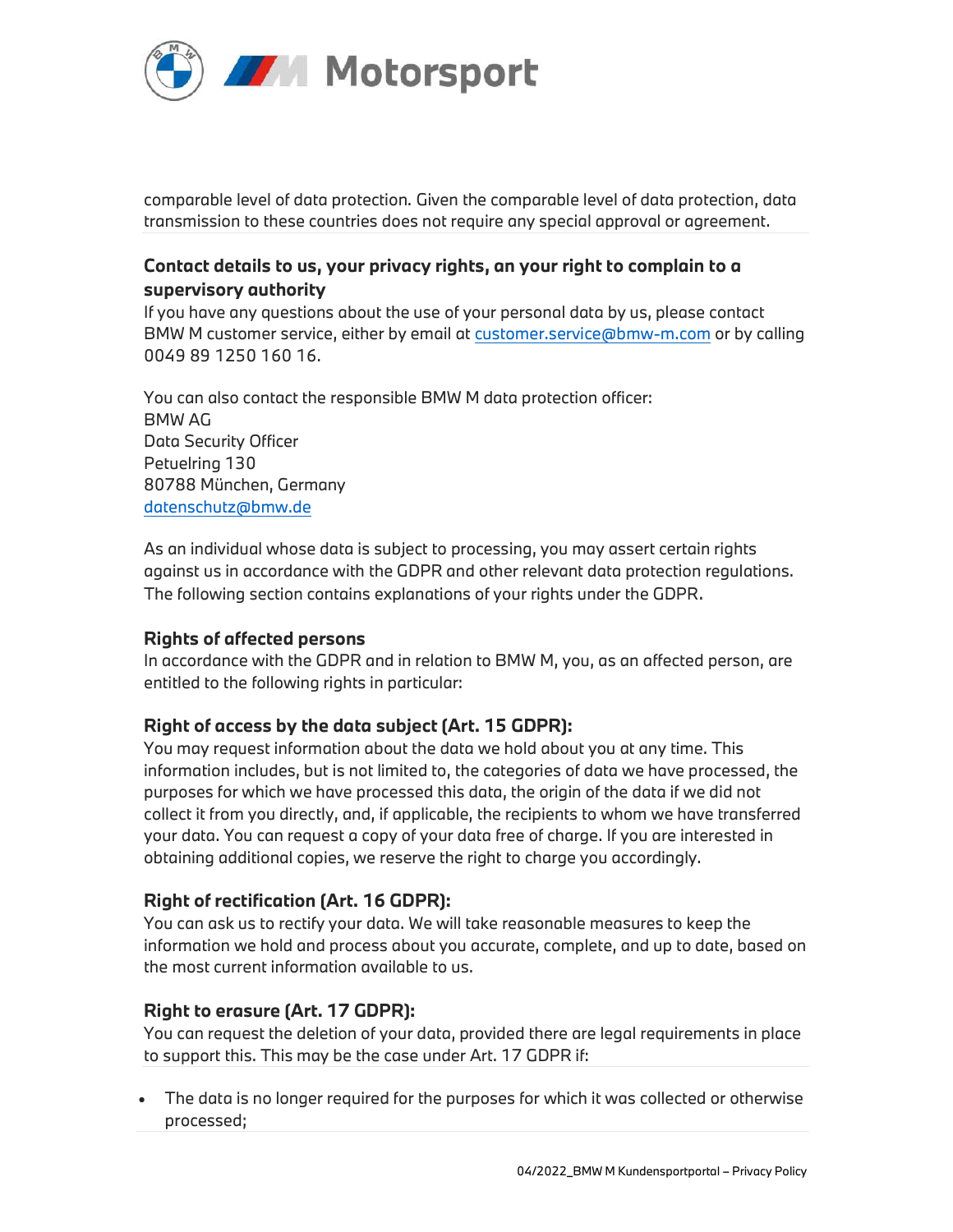comparable level of data protection. Given the comparable level of data protection, data transmission to these countries does not require any special approval or agreement.

### Contact details to us, your privacy rights, an your right to complain to a supervisory authority

If you have any questions about the use of your personal data by us, please contact BMW M customer service, either by email at customer.service@bmw-m.com or by calling 0049 89 1250 160 16.

You can also contact the responsible BMW M data protection officer:
BMW AG
Data Security Officer
Petuelring 130
80788 München, Germany
datenschutz@bmw.de

As an individual whose data is subject to processing, you may assert certain rights against us in accordance with the GDPR and other relevant data protection regulations. The following section contains explanations of your rights under the GDPR.

### Rights of affected persons

In accordance with the GDPR and in relation to BMW M, you, as an affected person, are entitled to the following rights in particular:

### Right of access by the data subject (Art. 15 GDPR):

You may request information about the data we hold about you at any time. This information includes, but is not limited to, the categories of data we have processed, the purposes for which we have processed this data, the origin of the data if we did not collect it from you directly, and, if applicable, the recipients to whom we have transferred your data. You can request a copy of your data free of charge. If you are interested in obtaining additional copies, we reserve the right to charge you accordingly.

### Right of rectification (Art. 16 GDPR):

You can ask us to rectify your data. We will take reasonable measures to keep the information we hold and process about you accurate, complete, and up to date, based on the most current information available to us.

### Right to erasure (Art. 17 GDPR):

You can request the deletion of your data, provided there are legal requirements in place to support this. This may be the case under Art. 17 GDPR if:

- The data is no longer required for the purposes for which it was collected or otherwise processed;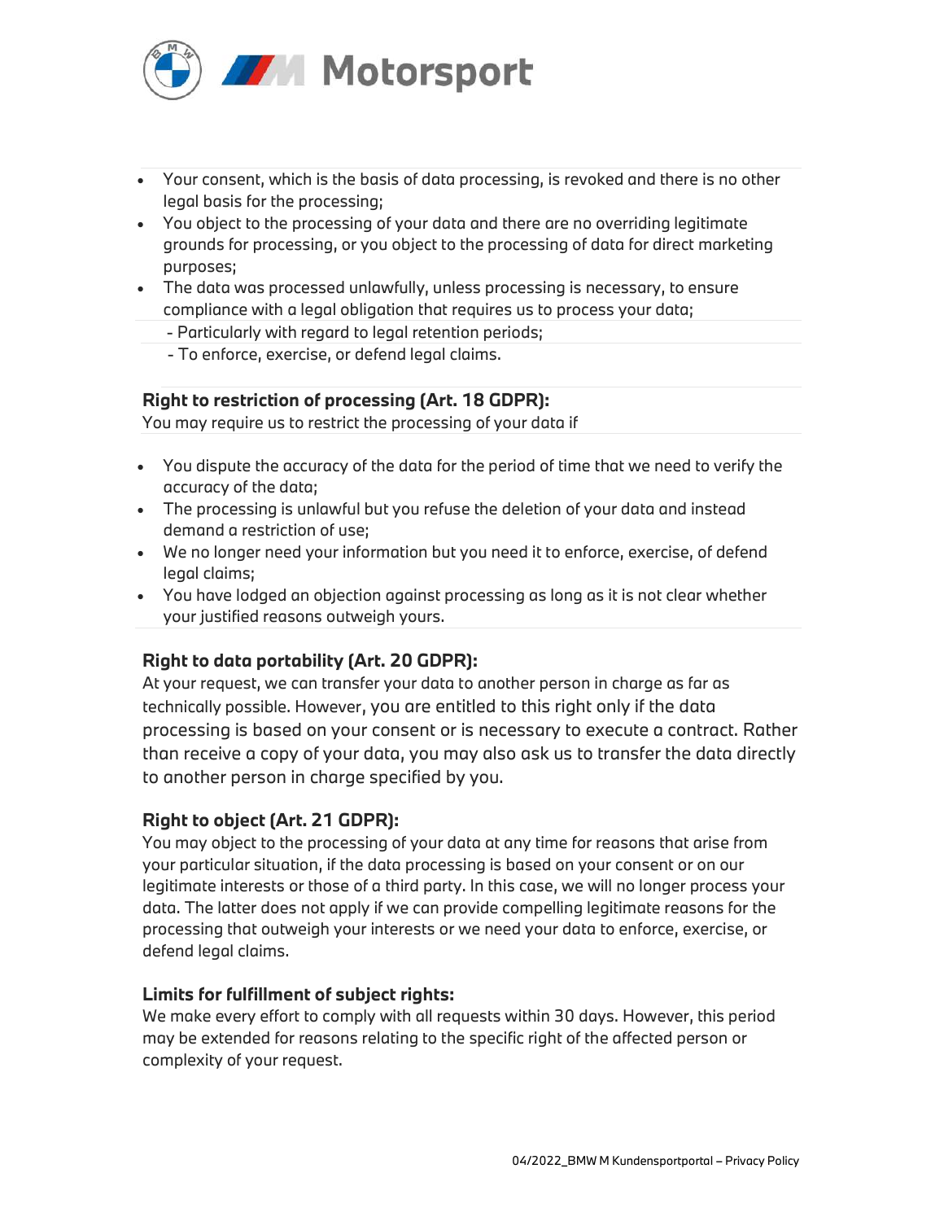- Your consent, which is the basis of data processing, is revoked and there is no other legal basis for the processing;
- You object to the processing of your data and there are no overriding legitimate grounds for processing, or you object to the processing of data for direct marketing purposes;
- The data was processed unlawfully, unless processing is necessary, to ensure compliance with a legal obligation that requires us to process your data;
  - Particularly with regard to legal retention periods;
  - To enforce, exercise, or defend legal claims.

### Right to restriction of processing (Art. 18 GDPR):

You may require us to restrict the processing of your data if

- You dispute the accuracy of the data for the period of time that we need to verify the accuracy of the data;
- The processing is unlawful but you refuse the deletion of your data and instead demand a restriction of use;
- We no longer need your information but you need it to enforce, exercise, of defend legal claims;
- You have lodged an objection against processing as long as it is not clear whether your justified reasons outweigh yours.

### Right to data portability (Art. 20 GDPR):

At your request, we can transfer your data to another person in charge as far as technically possible. However, you are entitled to this right only if the data processing is based on your consent or is necessary to execute a contract. Rather than receive a copy of your data, you may also ask us to transfer the data directly to another person in charge specified by you.

### Right to object (Art. 21 GDPR):

You may object to the processing of your data at any time for reasons that arise from your particular situation, if the data processing is based on your consent or on our legitimate interests or those of a third party. In this case, we will no longer process your data. The latter does not apply if we can provide compelling legitimate reasons for the processing that outweigh your interests or we need your data to enforce, exercise, or defend legal claims.

### Limits for fulfillment of subject rights:

We make every effort to comply with all requests within 30 days. However, this period may be extended for reasons relating to the specific right of the affected person or complexity of your request.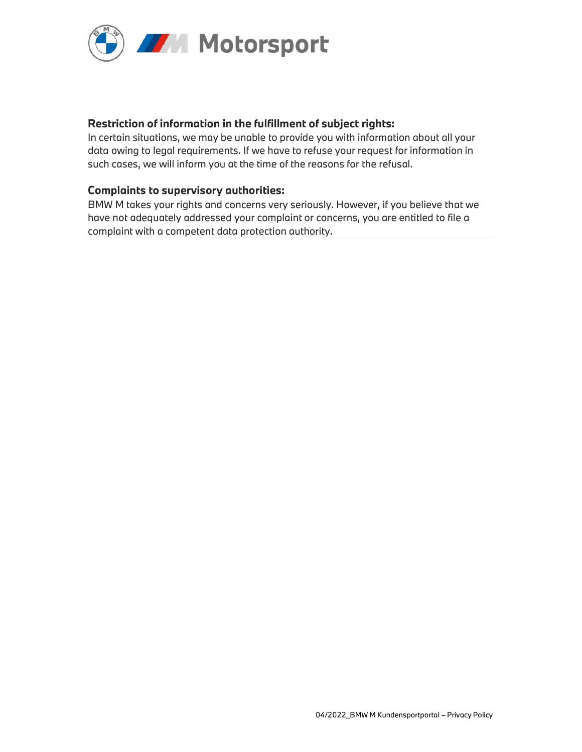### Restriction of information in the fulfillment of subject rights:

In certain situations, we may be unable to provide you with information about all your data owing to legal requirements. If we have to refuse your request for information in such cases, we will inform you at the time of the reasons for the refusal.

### Complaints to supervisory authorities:

BMW M takes your rights and concerns very seriously. However, if you believe that we have not adequately addressed your complaint or concerns, you are entitled to file a complaint with a competent data protection authority.